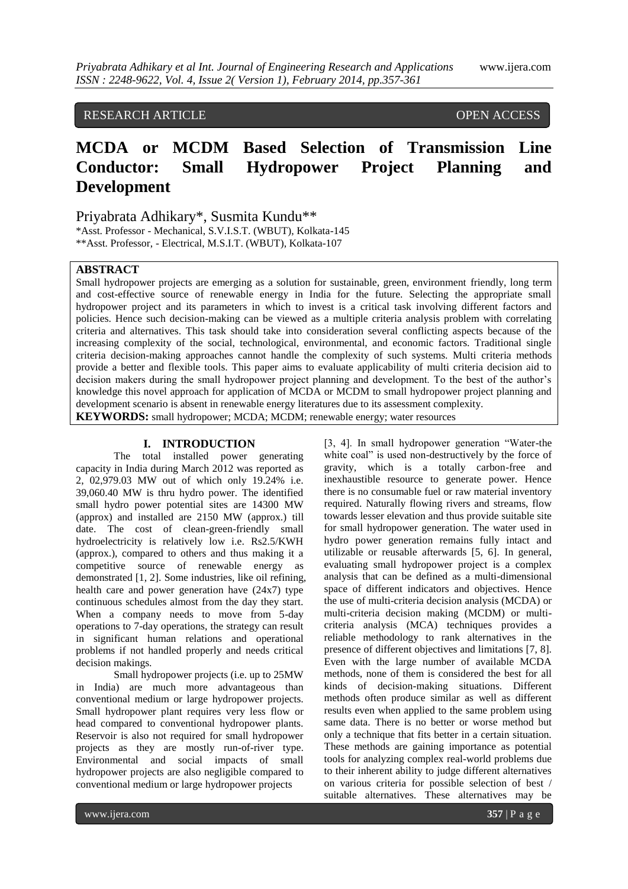RESEARCH ARTICLE OPEN ACCESS

# MCDA or MCDM Based Selection of Transmission Line Conductor: Small Hydropower Project Planning and Development

Priyabrata Adhikary*, Susmita Kundu**

*Asst. Professor - Mechanical, S.V.I.S.T. (WBUT), Kolkata-145
**Asst. Professor, - Electrical, M.S.I.T. (WBUT), Kolkata-107

## ABSTRACT

Small hydropower projects are emerging as a solution for sustainable, green, environment friendly, long term and cost-effective source of renewable energy in India for the future. Selecting the appropriate small hydropower project and its parameters in which to invest is a critical task involving different factors and policies. Hence such decision-making can be viewed as a multiple criteria analysis problem with correlating criteria and alternatives. This task should take into consideration several conflicting aspects because of the increasing complexity of the social, technological, environmental, and economic factors. Traditional single criteria decision-making approaches cannot handle the complexity of such systems. Multi criteria methods provide a better and flexible tools. This paper aims to evaluate applicability of multi criteria decision aid to decision makers during the small hydropower project planning and development. To the best of the author's knowledge this novel approach for application of MCDA or MCDM to small hydropower project planning and development scenario is absent in renewable energy literatures due to its assessment complexity.

**KEYWORDS:** small hydropower; MCDA; MCDM; renewable energy; water resources

## I. INTRODUCTION

The total installed power generating capacity in India during March 2012 was reported as 2, 02,979.03 MW out of which only 19.24% i.e. 39,060.40 MW is thru hydro power. The identified small hydro power potential sites are 14300 MW (approx) and installed are 2150 MW (approx.) till date. The cost of clean-green-friendly small hydroelectricity is relatively low i.e. Rs2.5/KWH (approx.), compared to others and thus making it a competitive source of renewable energy as demonstrated [1, 2]. Some industries, like oil refining, health care and power generation have (24x7) type continuous schedules almost from the day they start. When a company needs to move from 5-day operations to 7-day operations, the strategy can result in significant human relations and operational problems if not handled properly and needs critical decision makings.

Small hydropower projects (i.e. up to 25MW in India) are much more advantageous than conventional medium or large hydropower projects. Small hydropower plant requires very less flow or head compared to conventional hydropower plants. Reservoir is also not required for small hydropower projects as they are mostly run-of-river type. Environmental and social impacts of small hydropower projects are also negligible compared to conventional medium or large hydropower projects [3, 4]. In small hydropower generation "Water-the white coal" is used non-destructively by the force of gravity, which is a totally carbon-free and inexhaustible resource to generate power. Hence there is no consumable fuel or raw material inventory required. Naturally flowing rivers and streams, flow towards lesser elevation and thus provide suitable site for small hydropower generation. The water used in hydro power generation remains fully intact and utilizable or reusable afterwards [5, 6]. In general, evaluating small hydropower project is a complex analysis that can be defined as a multi-dimensional space of different indicators and objectives. Hence the use of multi-criteria decision analysis (MCDA) or multi-criteria decision making (MCDM) or multi-criteria analysis (MCA) techniques provides a reliable methodology to rank alternatives in the presence of different objectives and limitations [7, 8]. Even with the large number of available MCDA methods, none of them is considered the best for all kinds of decision-making situations. Different methods often produce similar as well as different results even when applied to the same problem using same data. There is no better or worse method but only a technique that fits better in a certain situation. These methods are gaining importance as potential tools for analyzing complex real-world problems due to their inherent ability to judge different alternatives on various criteria for possible selection of best / suitable alternatives. These alternatives may be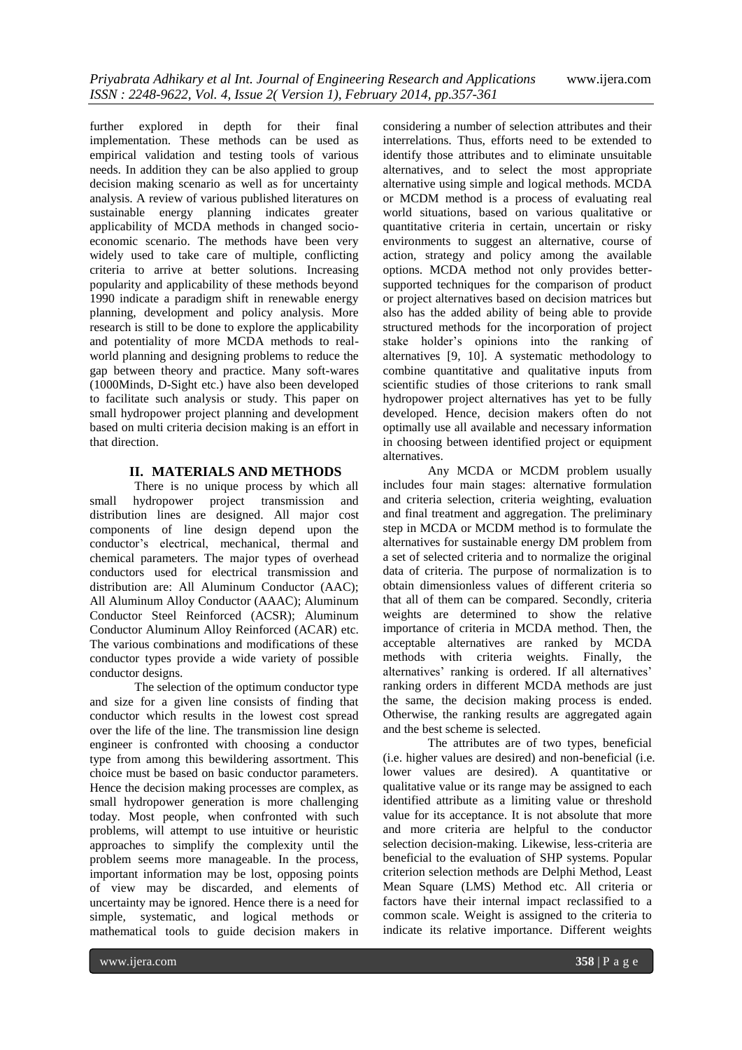further explored in depth for their final implementation. These methods can be used as empirical validation and testing tools of various needs. In addition they can be also applied to group decision making scenario as well as for uncertainty analysis. A review of various published literatures on sustainable energy planning indicates greater applicability of MCDA methods in changed socio-economic scenario. The methods have been very widely used to take care of multiple, conflicting criteria to arrive at better solutions. Increasing popularity and applicability of these methods beyond 1990 indicate a paradigm shift in renewable energy planning, development and policy analysis. More research is still to be done to explore the applicability and potentiality of more MCDA methods to real-world planning and designing problems to reduce the gap between theory and practice. Many soft-wares (1000Minds, D-Sight etc.) have also been developed to facilitate such analysis or study. This paper on small hydropower project planning and development based on multi criteria decision making is an effort in that direction.

## II. MATERIALS AND METHODS

There is no unique process by which all small hydropower project transmission and distribution lines are designed. All major cost components of line design depend upon the conductor's electrical, mechanical, thermal and chemical parameters. The major types of overhead conductors used for electrical transmission and distribution are: All Aluminum Conductor (AAC); All Aluminum Alloy Conductor (AAAC); Aluminum Conductor Steel Reinforced (ACSR); Aluminum Conductor Aluminum Alloy Reinforced (ACAR) etc. The various combinations and modifications of these conductor types provide a wide variety of possible conductor designs.

The selection of the optimum conductor type and size for a given line consists of finding that conductor which results in the lowest cost spread over the life of the line. The transmission line design engineer is confronted with choosing a conductor type from among this bewildering assortment. This choice must be based on basic conductor parameters. Hence the decision making processes are complex, as small hydropower generation is more challenging today. Most people, when confronted with such problems, will attempt to use intuitive or heuristic approaches to simplify the complexity until the problem seems more manageable. In the process, important information may be lost, opposing points of view may be discarded, and elements of uncertainty may be ignored. Hence there is a need for simple, systematic, and logical methods or mathematical tools to guide decision makers in considering a number of selection attributes and their interrelations. Thus, efforts need to be extended to identify those attributes and to eliminate unsuitable alternatives, and to select the most appropriate alternative using simple and logical methods. MCDA or MCDM method is a process of evaluating real world situations, based on various qualitative or quantitative criteria in certain, uncertain or risky environments to suggest an alternative, course of action, strategy and policy among the available options. MCDA method not only provides better-supported techniques for the comparison of product or project alternatives based on decision matrices but also has the added ability of being able to provide structured methods for the incorporation of project stake holder's opinions into the ranking of alternatives [9, 10]. A systematic methodology to combine quantitative and qualitative inputs from scientific studies of those criterions to rank small hydropower project alternatives has yet to be fully developed. Hence, decision makers often do not optimally use all available and necessary information in choosing between identified project or equipment alternatives.

Any MCDA or MCDM problem usually includes four main stages: alternative formulation and criteria selection, criteria weighting, evaluation and final treatment and aggregation. The preliminary step in MCDA or MCDM method is to formulate the alternatives for sustainable energy DM problem from a set of selected criteria and to normalize the original data of criteria. The purpose of normalization is to obtain dimensionless values of different criteria so that all of them can be compared. Secondly, criteria weights are determined to show the relative importance of criteria in MCDA method. Then, the acceptable alternatives are ranked by MCDA methods with criteria weights. Finally, the alternatives' ranking is ordered. If all alternatives' ranking orders in different MCDA methods are just the same, the decision making process is ended. Otherwise, the ranking results are aggregated again and the best scheme is selected.

The attributes are of two types, beneficial (i.e. higher values are desired) and non-beneficial (i.e. lower values are desired). A quantitative or qualitative value or its range may be assigned to each identified attribute as a limiting value or threshold value for its acceptance. It is not absolute that more and more criteria are helpful to the conductor selection decision-making. Likewise, less-criteria are beneficial to the evaluation of SHP systems. Popular criterion selection methods are Delphi Method, Least Mean Square (LMS) Method etc. All criteria or factors have their internal impact reclassified to a common scale. Weight is assigned to the criteria to indicate its relative importance. Different weights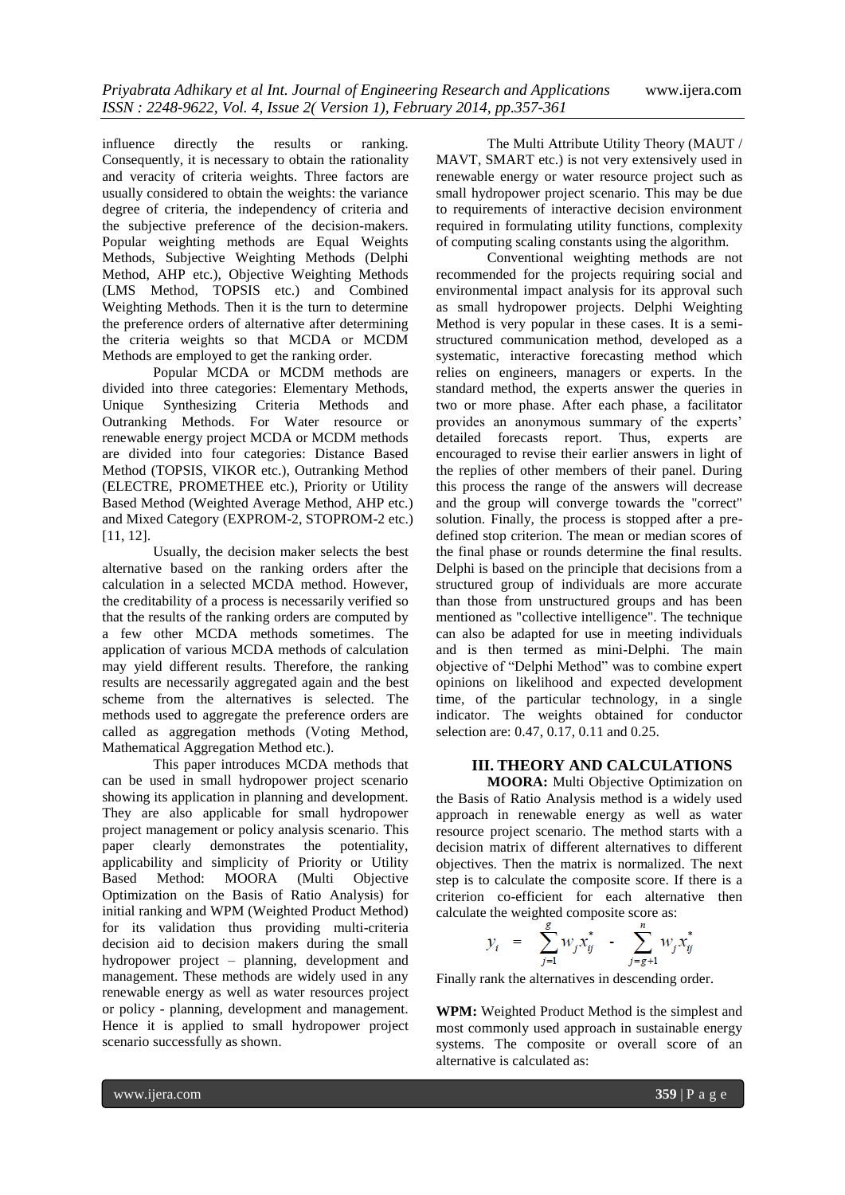influence directly the results or ranking. Consequently, it is necessary to obtain the rationality and veracity of criteria weights. Three factors are usually considered to obtain the weights: the variance degree of criteria, the independency of criteria and the subjective preference of the decision-makers. Popular weighting methods are Equal Weights Methods, Subjective Weighting Methods (Delphi Method, AHP etc.), Objective Weighting Methods (LMS Method, TOPSIS etc.) and Combined Weighting Methods. Then it is the turn to determine the preference orders of alternative after determining the criteria weights so that MCDA or MCDM Methods are employed to get the ranking order.

Popular MCDA or MCDM methods are divided into three categories: Elementary Methods, Unique Synthesizing Criteria Methods and Outranking Methods. For Water resource or renewable energy project MCDA or MCDM methods are divided into four categories: Distance Based Method (TOPSIS, VIKOR etc.), Outranking Method (ELECTRE, PROMETHEE etc.), Priority or Utility Based Method (Weighted Average Method, AHP etc.) and Mixed Category (EXPROM-2, STOPROM-2 etc.) [11, 12].

Usually, the decision maker selects the best alternative based on the ranking orders after the calculation in a selected MCDA method. However, the creditability of a process is necessarily verified so that the results of the ranking orders are computed by a few other MCDA methods sometimes. The application of various MCDA methods of calculation may yield different results. Therefore, the ranking results are necessarily aggregated again and the best scheme from the alternatives is selected. The methods used to aggregate the preference orders are called as aggregation methods (Voting Method, Mathematical Aggregation Method etc.).

This paper introduces MCDA methods that can be used in small hydropower project scenario showing its application in planning and development. They are also applicable for small hydropower project management or policy analysis scenario. This paper clearly demonstrates the potentiality, applicability and simplicity of Priority or Utility Based Method: MOORA (Multi Objective Optimization on the Basis of Ratio Analysis) for initial ranking and WPM (Weighted Product Method) for its validation thus providing multi-criteria decision aid to decision makers during the small hydropower project – planning, development and management. These methods are widely used in any renewable energy as well as water resources project or policy - planning, development and management. Hence it is applied to small hydropower project scenario successfully as shown.

The Multi Attribute Utility Theory (MAUT / MAVT, SMART etc.) is not very extensively used in renewable energy or water resource project such as small hydropower project scenario. This may be due to requirements of interactive decision environment required in formulating utility functions, complexity of computing scaling constants using the algorithm.

Conventional weighting methods are not recommended for the projects requiring social and environmental impact analysis for its approval such as small hydropower projects. Delphi Weighting Method is very popular in these cases. It is a semi-structured communication method, developed as a systematic, interactive forecasting method which relies on engineers, managers or experts. In the standard method, the experts answer the queries in two or more phase. After each phase, a facilitator provides an anonymous summary of the experts' detailed forecasts report. Thus, experts are encouraged to revise their earlier answers in light of the replies of other members of their panel. During this process the range of the answers will decrease and the group will converge towards the "correct" solution. Finally, the process is stopped after a pre-defined stop criterion. The mean or median scores of the final phase or rounds determine the final results. Delphi is based on the principle that decisions from a structured group of individuals are more accurate than those from unstructured groups and has been mentioned as "collective intelligence". The technique can also be adapted for use in meeting individuals and is then termed as mini-Delphi. The main objective of "Delphi Method" was to combine expert opinions on likelihood and expected development time, of the particular technology, in a single indicator. The weights obtained for conductor selection are: 0.47, 0.17, 0.11 and 0.25.

## III. THEORY AND CALCULATIONS

**MOORA:** Multi Objective Optimization on the Basis of Ratio Analysis method is a widely used approach in renewable energy as well as water resource project scenario. The method starts with a decision matrix of different alternatives to different objectives. Then the matrix is normalized. The next step is to calculate the composite score. If there is a criterion co-efficient for each alternative then calculate the weighted composite score as:

$$y_i = \sum_{j=1}^{g} w_j x_{ij}^* - \sum_{j=g+1}^{n} w_j x_{ij}^*$$

Finally rank the alternatives in descending order.

**WPM:** Weighted Product Method is the simplest and most commonly used approach in sustainable energy systems. The composite or overall score of an alternative is calculated as: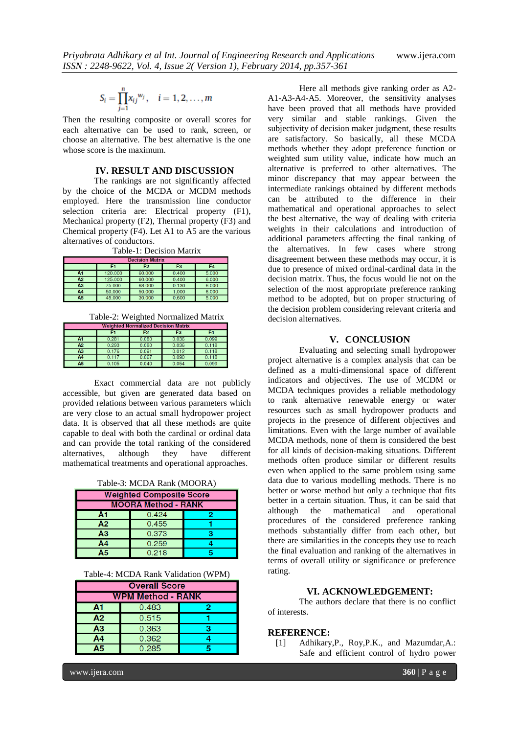$$S_i = \prod_{j=1}^{n} x_{ij}^{w_j}, \quad i = 1, 2, \ldots, m$$

Then the resulting composite or overall scores for each alternative can be used to rank, screen, or choose an alternative. The best alternative is the one whose score is the maximum.

## IV. RESULT AND DISCUSSION

The rankings are not significantly affected by the choice of the MCDA or MCDM methods employed. Here the transmission line conductor selection criteria are: Electrical property (F1), Mechanical property (F2), Thermal property (F3) and Chemical property (F4). Let A1 to A5 are the various alternatives of conductors.

Table-1: Decision Matrix

| Decision Matrix | | | | |
|---|---|---|---|---|
| | F1 | F2 | F3 | F4 |
| A1 | 120.000 | 60.000 | 0.400 | 5.000 |
| A2 | 125.000 | 60.000 | 0.400 | 6.000 |
| A3 | 75.000 | 68.000 | 0.130 | 6.000 |
| A4 | 50.000 | 50.000 | 1.000 | 6.000 |
| A5 | 45.000 | 30.000 | 0.600 | 5.000 |

Table-2: Weighted Normalized Matrix

| Weighted Normalized Decision Matrix | | | | |
|---|---|---|---|---|
| | F1 | F2 | F3 | F4 |
| A1 | 0.281 | 0.080 | 0.036 | 0.099 |
| A2 | 0.293 | 0.080 | 0.036 | 0.118 |
| A3 | 0.176 | 0.091 | 0.012 | 0.118 |
| A4 | 0.117 | 0.067 | 0.090 | 0.118 |
| A5 | 0.105 | 0.040 | 0.054 | 0.099 |

Exact commercial data are not publicly accessible, but given are generated data based on provided relations between various parameters which are very close to an actual small hydropower project data. It is observed that all these methods are quite capable to deal with both the cardinal or ordinal data and can provide the total ranking of the considered alternatives, although they have different mathematical treatments and operational approaches.

Table-3: MCDA Rank (MOORA)

| Weighted Composite Score | | |
|---|---|---|
| MOORA Method - RANK | | |
| A1 | 0.424 | 2 |
| A2 | 0.455 | 1 |
| A3 | 0.373 | 3 |
| A4 | 0.259 | 4 |
| A5 | 0.218 | 5 |

Table-4: MCDA Rank Validation (WPM)

| Overall Score | | |
|---|---|---|
| WPM Method - RANK | | |
| A1 | 0.483 | 2 |
| A2 | 0.515 | 1 |
| A3 | 0.363 | 3 |
| A4 | 0.362 | 4 |
| A5 | 0.285 | 5 |

Here all methods give ranking order as A2-A1-A3-A4-A5. Moreover, the sensitivity analyses have been proved that all methods have provided very similar and stable rankings. Given the subjectivity of decision maker judgment, these results are satisfactory. So basically, all these MCDA methods whether they adopt preference function or weighted sum utility value, indicate how much an alternative is preferred to other alternatives. The minor discrepancy that may appear between the intermediate rankings obtained by different methods can be attributed to the difference in their mathematical and operational approaches to select the best alternative, the way of dealing with criteria weights in their calculations and introduction of additional parameters affecting the final ranking of the alternatives. In few cases where strong disagreement between these methods may occur, it is due to presence of mixed ordinal-cardinal data in the decision matrix. Thus, the focus would lie not on the selection of the most appropriate preference ranking method to be adopted, but on proper structuring of the decision problem considering relevant criteria and decision alternatives.

## V. CONCLUSION

Evaluating and selecting small hydropower project alternative is a complex analysis that can be defined as a multi-dimensional space of different indicators and objectives. The use of MCDM or MCDA techniques provides a reliable methodology to rank alternative renewable energy or water resources such as small hydropower products and projects in the presence of different objectives and limitations. Even with the large number of available MCDA methods, none of them is considered the best for all kinds of decision-making situations. Different methods often produce similar or different results even when applied to the same problem using same data due to various modelling methods. There is no better or worse method but only a technique that fits better in a certain situation. Thus, it can be said that although the mathematical and operational procedures of the considered preference ranking methods substantially differ from each other, but there are similarities in the concepts they use to reach the final evaluation and ranking of the alternatives in terms of overall utility or significance or preference rating.

## VI. ACKNOWLEDGEMENT:

The authors declare that there is no conflict of interests.

## REFERENCE:

[1] Adhikary,P., Roy,P.K., and Mazumdar,A.: Safe and efficient control of hydro power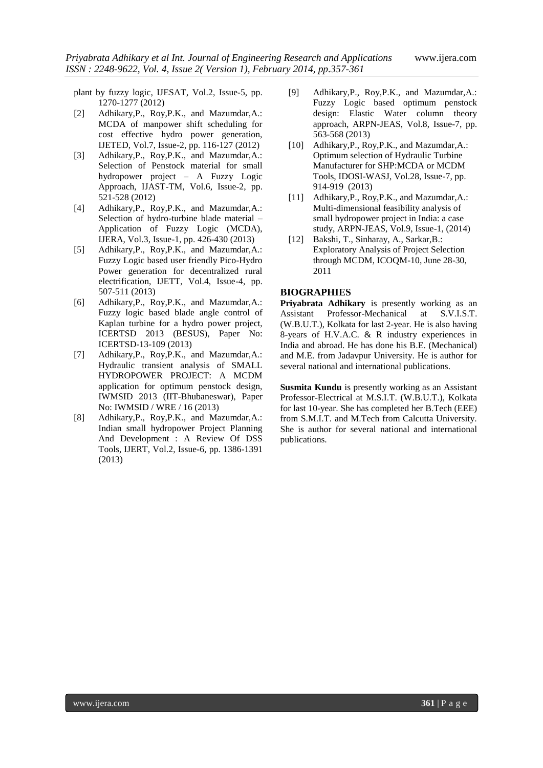plant by fuzzy logic, IJESAT, Vol.2, Issue-5, pp. 1270-1277 (2012)

[2] Adhikary,P., Roy,P.K., and Mazumdar,A.: MCDA of manpower shift scheduling for cost effective hydro power generation, IJETED, Vol.7, Issue-2, pp. 116-127 (2012)

[3] Adhikary,P., Roy,P.K., and Mazumdar,A.: Selection of Penstock material for small hydropower project – A Fuzzy Logic Approach, IJAST-TM, Vol.6, Issue-2, pp. 521-528 (2012)

[4] Adhikary,P., Roy,P.K., and Mazumdar,A.: Selection of hydro-turbine blade material – Application of Fuzzy Logic (MCDA), IJERA, Vol.3, Issue-1, pp. 426-430 (2013)

[5] Adhikary,P., Roy,P.K., and Mazumdar,A.: Fuzzy Logic based user friendly Pico-Hydro Power generation for decentralized rural electrification, IJETT, Vol.4, Issue-4, pp. 507-511 (2013)

[6] Adhikary,P., Roy,P.K., and Mazumdar,A.: Fuzzy logic based blade angle control of Kaplan turbine for a hydro power project, ICERTSD 2013 (BESUS), Paper No: ICERTSD-13-109 (2013)

[7] Adhikary,P., Roy,P.K., and Mazumdar,A.: Hydraulic transient analysis of SMALL HYDROPOWER PROJECT: A MCDM application for optimum penstock design, IWMSID 2013 (IIT-Bhubaneswar), Paper No: IWMSID / WRE / 16 (2013)

[8] Adhikary,P., Roy,P.K., and Mazumdar,A.: Indian small hydropower Project Planning And Development : A Review Of DSS Tools, IJERT, Vol.2, Issue-6, pp. 1386-1391 (2013)

[9] Adhikary,P., Roy,P.K., and Mazumdar,A.: Fuzzy Logic based optimum penstock design: Elastic Water column theory approach, ARPN-JEAS, Vol.8, Issue-7, pp. 563-568 (2013)

[10] Adhikary,P., Roy,P.K., and Mazumdar,A.: Optimum selection of Hydraulic Turbine Manufacturer for SHP:MCDA or MCDM Tools, IDOSI-WASJ, Vol.28, Issue-7, pp. 914-919 (2013)

[11] Adhikary,P., Roy,P.K., and Mazumdar,A.: Multi-dimensional feasibility analysis of small hydropower project in India: a case study, ARPN-JEAS, Vol.9, Issue-1, (2014)

[12] Bakshi, T., Sinharay, A., Sarkar,B.: Exploratory Analysis of Project Selection through MCDM, ICOQM-10, June 28-30, 2011

## BIOGRAPHIES

**Priyabrata Adhikary** is presently working as an Assistant Professor-Mechanical at S.V.I.S.T. (W.B.U.T.), Kolkata for last 2-year. He is also having 8-years of H.V.A.C. & R industry experiences in India and abroad. He has done his B.E. (Mechanical) and M.E. from Jadavpur University. He is author for several national and international publications.

**Susmita Kundu** is presently working as an Assistant Professor-Electrical at M.S.I.T. (W.B.U.T.), Kolkata for last 10-year. She has completed her B.Tech (EEE) from S.M.I.T. and M.Tech from Calcutta University. She is author for several national and international publications.